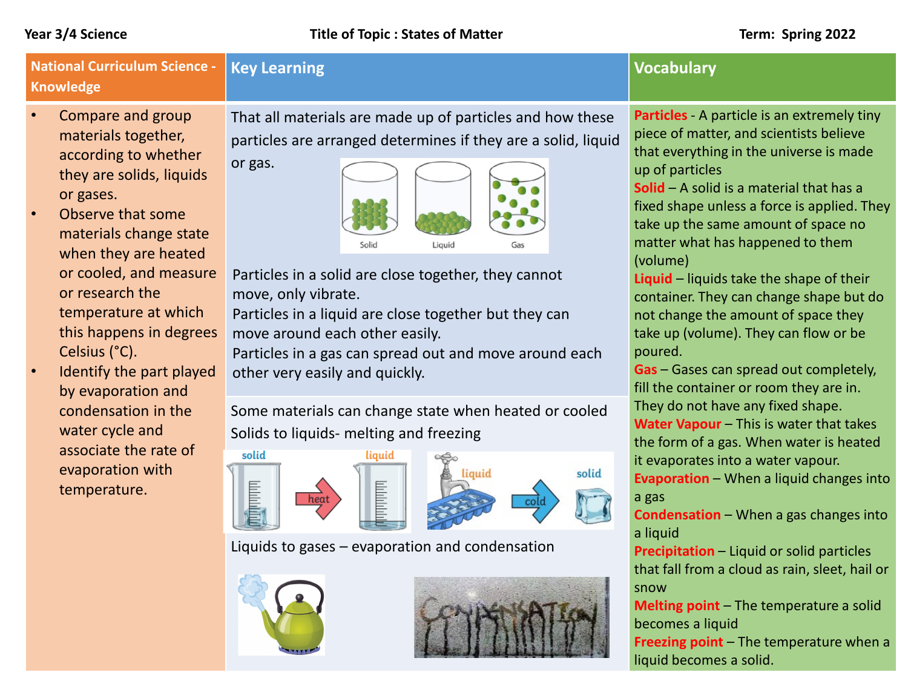**Year 3/4 Science** | **Title of Topic : States of Matter** | **Term: Spring 2022**

## National Curriculum Science - Knowledge

- Compare and group materials together, according to whether they are solids, liquids or gases.
- Observe that some materials change state when they are heated or cooled, and measure or research the temperature at which this happens in degrees Celsius (°C).
- Identify the part played by evaporation and condensation in the water cycle and associate the rate of evaporation with temperature.

## Key Learning

That all materials are made up of particles and how these particles are arranged determines if they are a solid, liquid or gas.

Solid | Liquid | Gas

Particles in a solid are close together, they cannot move, only vibrate.
Particles in a liquid are close together but they can move around each other easily.
Particles in a gas can spread out and move around each other very easily and quickly.

Some materials can change state when heated or cooled
Solids to liquids- melting and freezing

solid → heat → liquid

liquid → cold → solid

Liquids to gases – evaporation and condensation

CONDENSATION

## Vocabulary

**Particles** - A particle is an extremely tiny piece of matter, and scientists believe that everything in the universe is made up of particles

**Solid** – A solid is a material that has a fixed shape unless a force is applied. They take up the same amount of space no matter what has happened to them (volume)

**Liquid** – liquids take the shape of their container. They can change shape but do not change the amount of space they take up (volume). They can flow or be poured.

**Gas** – Gases can spread out completely, fill the container or room they are in. They do not have any fixed shape.

**Water Vapour** – This is water that takes the form of a gas. When water is heated it evaporates into a water vapour.

**Evaporation** – When a liquid changes into a gas

**Condensation** – When a gas changes into a liquid

**Precipitation** – Liquid or solid particles that fall from a cloud as rain, sleet, hail or snow

**Melting point** – The temperature a solid becomes a liquid

**Freezing point** – The temperature when a liquid becomes a solid.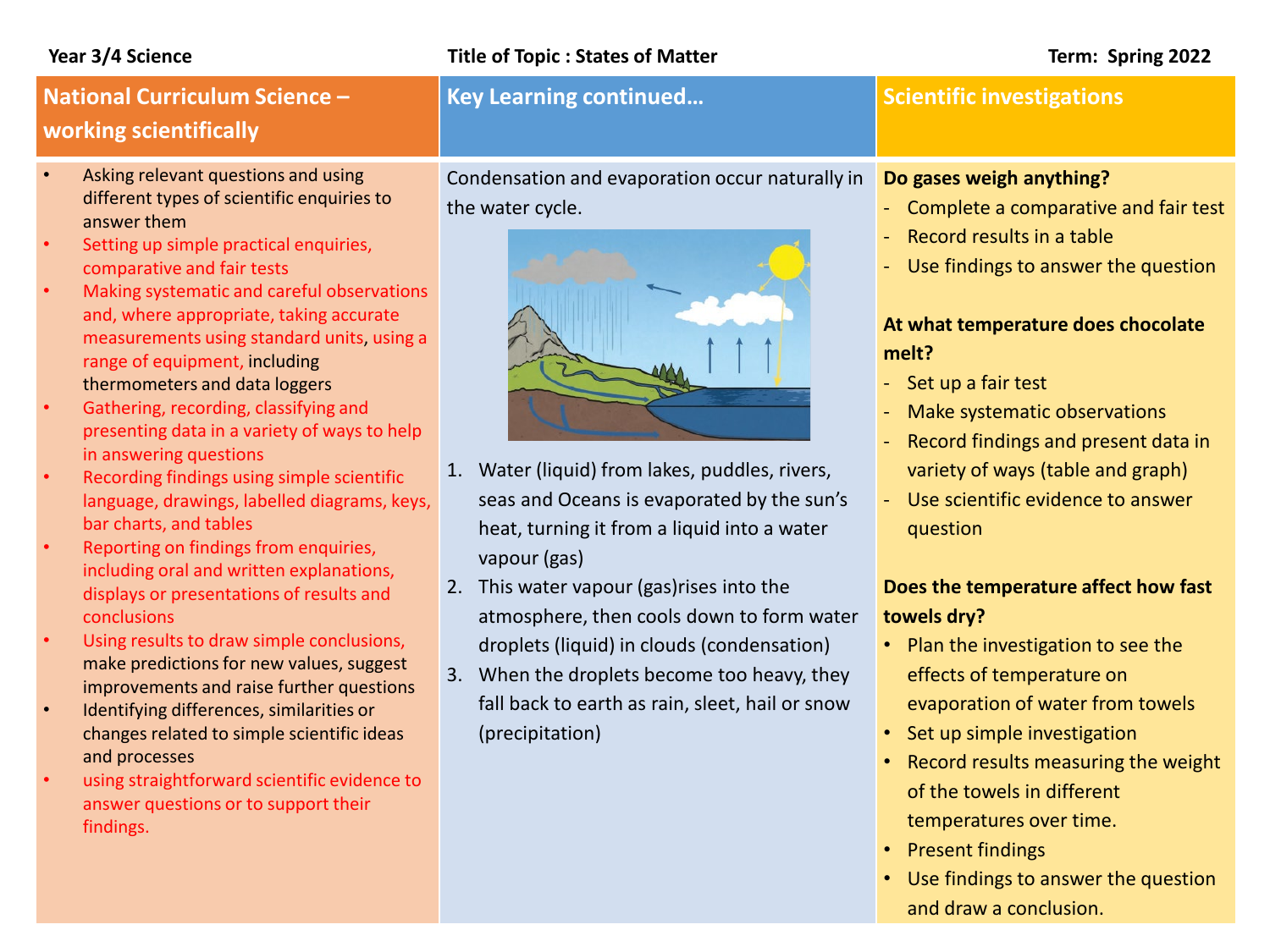**Year 3/4 Science** **Title of Topic : States of Matter** **Term: Spring 2022**

## National Curriculum Science – working scientifically

- Asking relevant questions and using different types of scientific enquiries to answer them
- Setting up simple practical enquiries, comparative and fair tests
- Making systematic and careful observations and, where appropriate, taking accurate measurements using standard units, using a range of equipment, including thermometers and data loggers
- Gathering, recording, classifying and presenting data in a variety of ways to help in answering questions
- Recording findings using simple scientific language, drawings, labelled diagrams, keys, bar charts, and tables
- Reporting on findings from enquiries, including oral and written explanations, displays or presentations of results and conclusions
- Using results to draw simple conclusions, make predictions for new values, suggest improvements and raise further questions
- Identifying differences, similarities or changes related to simple scientific ideas and processes
- using straightforward scientific evidence to answer questions or to support their findings.

## Key Learning continued…

Condensation and evaporation occur naturally in the water cycle.

1. Water (liquid) from lakes, puddles, rivers, seas and Oceans is evaporated by the sun's heat, turning it from a liquid into a water vapour (gas)
2. This water vapour (gas)rises into the atmosphere, then cools down to form water droplets (liquid) in clouds (condensation)
3. When the droplets become too heavy, they fall back to earth as rain, sleet, hail or snow (precipitation)

## Scientific investigations

**Do gases weigh anything?**

- Complete a comparative and fair test
- Record results in a table
- Use findings to answer the question

**At what temperature does chocolate melt?**

- Set up a fair test
- Make systematic observations
- Record findings and present data in variety of ways (table and graph)
- Use scientific evidence to answer question

**Does the temperature affect how fast towels dry?**

- Plan the investigation to see the effects of temperature on evaporation of water from towels
- Set up simple investigation
- Record results measuring the weight of the towels in different temperatures over time.
- Present findings
- Use findings to answer the question and draw a conclusion.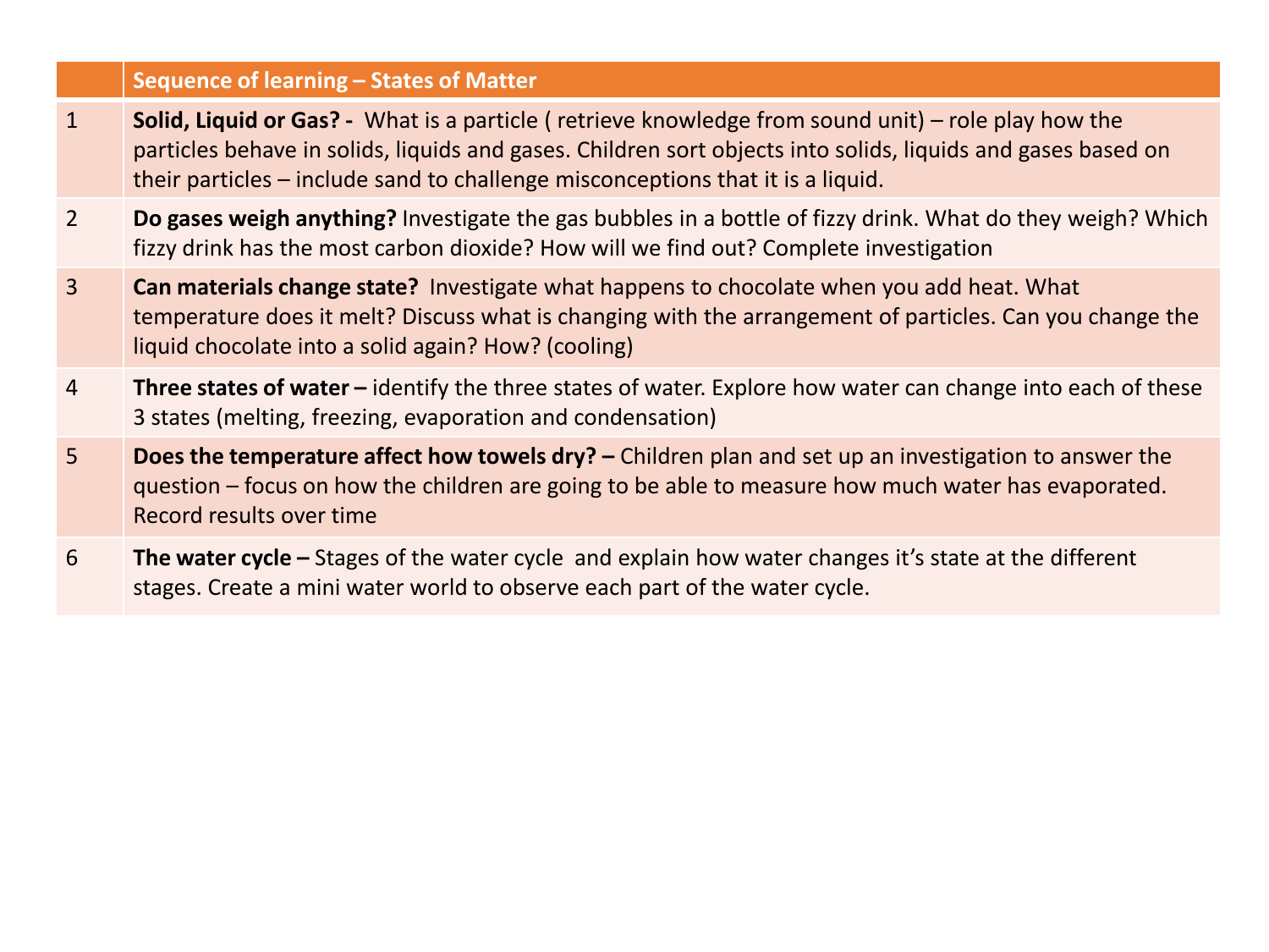| | **Sequence of learning – States of Matter** |
|---|---|
| 1 | **Solid, Liquid or Gas? -** What is a particle ( retrieve knowledge from sound unit) – role play how the particles behave in solids, liquids and gases. Children sort objects into solids, liquids and gases based on their particles – include sand to challenge misconceptions that it is a liquid. |
| 2 | **Do gases weigh anything?** Investigate the gas bubbles in a bottle of fizzy drink. What do they weigh? Which fizzy drink has the most carbon dioxide? How will we find out? Complete investigation |
| 3 | **Can materials change state?** Investigate what happens to chocolate when you add heat. What temperature does it melt? Discuss what is changing with the arrangement of particles. Can you change the liquid chocolate into a solid again? How? (cooling) |
| 4 | **Three states of water –** identify the three states of water. Explore how water can change into each of these 3 states (melting, freezing, evaporation and condensation) |
| 5 | **Does the temperature affect how towels dry? –** Children plan and set up an investigation to answer the question – focus on how the children are going to be able to measure how much water has evaporated. Record results over time |
| 6 | **The water cycle –** Stages of the water cycle and explain how water changes it's state at the different stages. Create a mini water world to observe each part of the water cycle. |